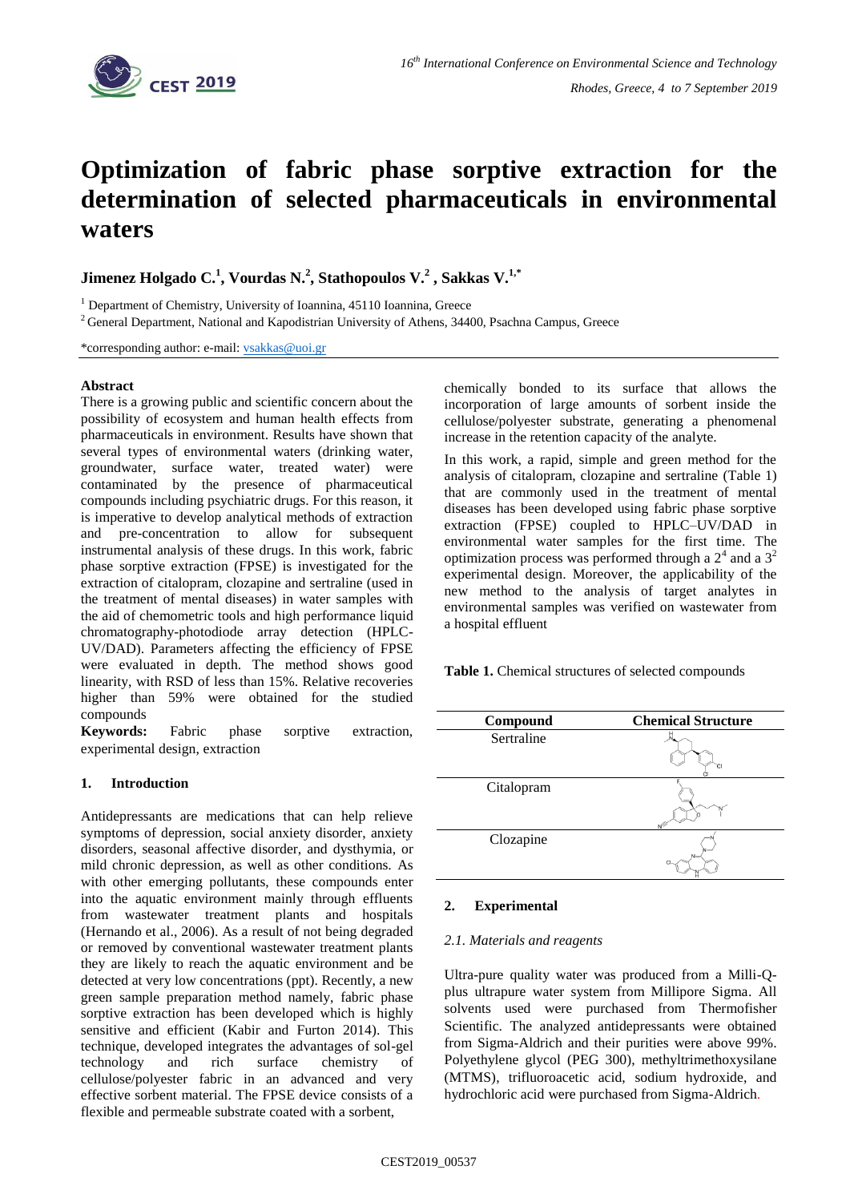# Optimization of fabric phase sorptive extraction for the determination of selected pharmaceuticals in environmental waters

**Jimenez Holgado C.[1], Vourdas N.[2], Stathopoulos V.[2], Sakkas V.[1,*]**

[1] Department of Chemistry, University of Ioannina, 45110 Ioannina, Greece

[2] General Department, National and Kapodistrian University of Athens, 34400, Psachna Campus, Greece

*corresponding author: e-mail: vsakkas@uoi.gr

### Abstract

There is a growing public and scientific concern about the possibility of ecosystem and human health effects from pharmaceuticals in environment. Results have shown that several types of environmental waters (drinking water, groundwater, surface water, treated water) were contaminated by the presence of pharmaceutical compounds including psychiatric drugs. For this reason, it is imperative to develop analytical methods of extraction and pre-concentration to allow for subsequent instrumental analysis of these drugs. In this work, fabric phase sorptive extraction (FPSE) is investigated for the extraction of citalopram, clozapine and sertraline (used in the treatment of mental diseases) in water samples with the aid of chemometric tools and high performance liquid chromatography-photodiode array detection (HPLC-UV/DAD). Parameters affecting the efficiency of FPSE were evaluated in depth. The method shows good linearity, with RSD of less than 15%. Relative recoveries higher than 59% were obtained for the studied compounds

**Keywords:** Fabric phase sorptive extraction, experimental design, extraction

## 1. Introduction

Antidepressants are medications that can help relieve symptoms of depression, social anxiety disorder, anxiety disorders, seasonal affective disorder, and dysthymia, or mild chronic depression, as well as other conditions. As with other emerging pollutants, these compounds enter into the aquatic environment mainly through effluents from wastewater treatment plants and hospitals (Hernando et al., 2006). As a result of not being degraded or removed by conventional wastewater treatment plants they are likely to reach the aquatic environment and be detected at very low concentrations (ppt). Recently, a new green sample preparation method namely, fabric phase sorptive extraction has been developed which is highly sensitive and efficient (Kabir and Furton 2014). This technique, developed integrates the advantages of sol-gel technology and rich surface chemistry of cellulose/polyester fabric in an advanced and very effective sorbent material. The FPSE device consists of a flexible and permeable substrate coated with a sorbent, chemically bonded to its surface that allows the incorporation of large amounts of sorbent inside the cellulose/polyester substrate, generating a phenomenal increase in the retention capacity of the analyte.

In this work, a rapid, simple and green method for the analysis of citalopram, clozapine and sertraline (Table 1) that are commonly used in the treatment of mental diseases has been developed using fabric phase sorptive extraction (FPSE) coupled to HPLC–UV/DAD in environmental water samples for the first time. The optimization process was performed through a $2^4$ and a $3^2$ experimental design. Moreover, the applicability of the new method to the analysis of target analytes in environmental samples was verified on wastewater from a hospital effluent

**Table 1.** Chemical structures of selected compounds

| Compound | Chemical Structure |
|---|---|
| Sertraline | |
| Citalopram | |
| Clozapine | |

## 2. Experimental

### *2.1. Materials and reagents*

Ultra-pure quality water was produced from a Milli-Q-plus ultrapure water system from Millipore Sigma. All solvents used were purchased from Thermofisher Scientific. The analyzed antidepressants were obtained from Sigma-Aldrich and their purities were above 99%. Polyethylene glycol (PEG 300), methyltrimethoxysilane (MTMS), trifluoroacetic acid, sodium hydroxide, and hydrochloric acid were purchased from Sigma-Aldrich.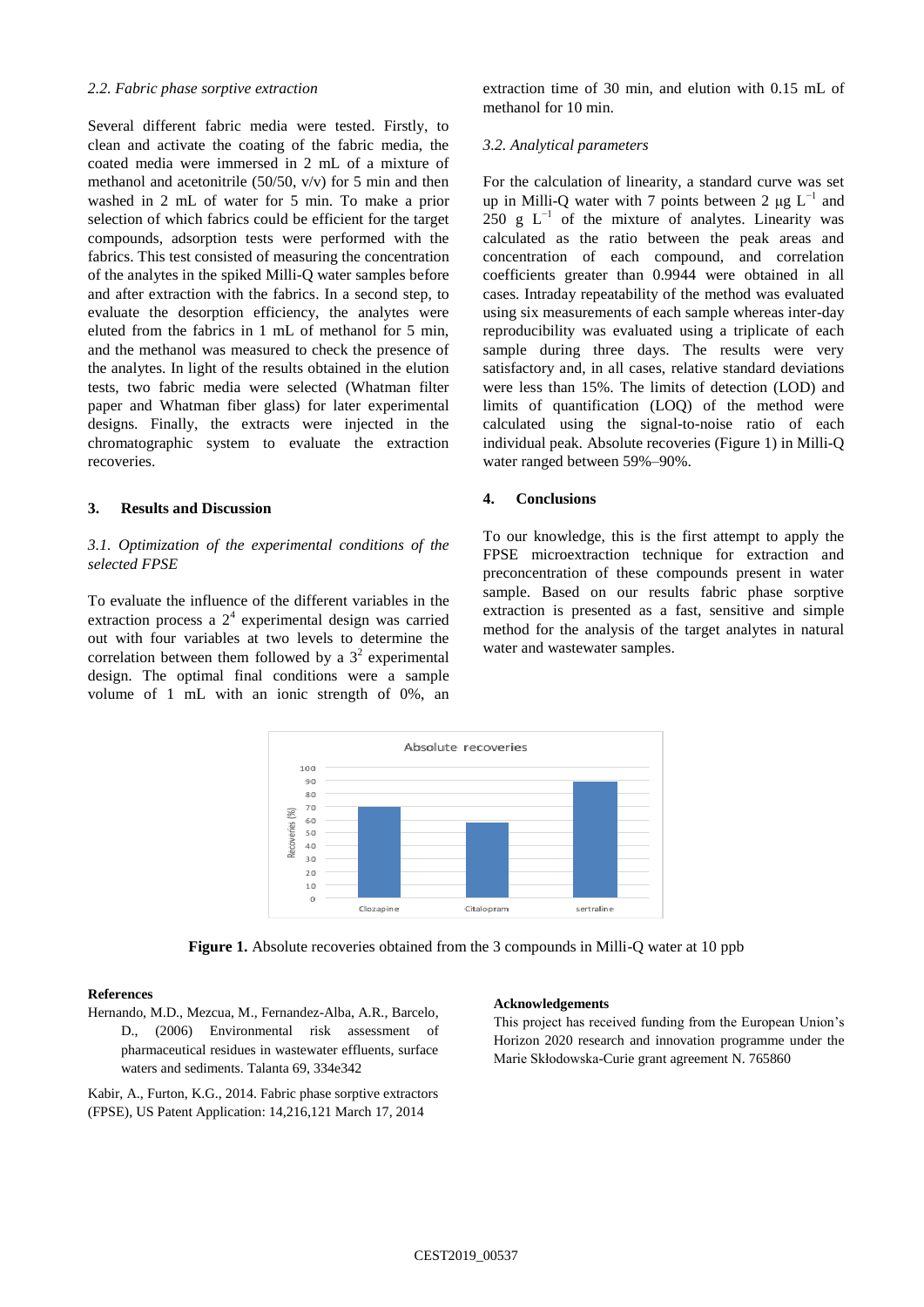### *2.2. Fabric phase sorptive extraction*

Several different fabric media were tested. Firstly, to clean and activate the coating of the fabric media, the coated media were immersed in 2 mL of a mixture of methanol and acetonitrile (50/50, v/v) for 5 min and then washed in 2 mL of water for 5 min. To make a prior selection of which fabrics could be efficient for the target compounds, adsorption tests were performed with the fabrics. This test consisted of measuring the concentration of the analytes in the spiked Milli-Q water samples before and after extraction with the fabrics. In a second step, to evaluate the desorption efficiency, the analytes were eluted from the fabrics in 1 mL of methanol for 5 min, and the methanol was measured to check the presence of the analytes. In light of the results obtained in the elution tests, two fabric media were selected (Whatman filter paper and Whatman fiber glass) for later experimental designs. Finally, the extracts were injected in the chromatographic system to evaluate the extraction recoveries.

## 3. Results and Discussion

### *3.1. Optimization of the experimental conditions of the selected FPSE*

To evaluate the influence of the different variables in the extraction process a $2^4$ experimental design was carried out with four variables at two levels to determine the correlation between them followed by a $3^2$ experimental design. The optimal final conditions were a sample volume of 1 mL with an ionic strength of 0%, an extraction time of 30 min, and elution with 0.15 mL of methanol for 10 min.

### *3.2. Analytical parameters*

For the calculation of linearity, a standard curve was set up in Milli-Q water with 7 points between 2 μg $L^{-1}$ and 250 g $L^{-1}$ of the mixture of analytes. Linearity was calculated as the ratio between the peak areas and concentration of each compound, and correlation coefficients greater than 0.9944 were obtained in all cases. Intraday repeatability of the method was evaluated using six measurements of each sample whereas inter-day reproducibility was evaluated using a triplicate of each sample during three days. The results were very satisfactory and, in all cases, relative standard deviations were less than 15%. The limits of detection (LOD) and limits of quantification (LOQ) of the method were calculated using the signal-to-noise ratio of each individual peak. Absolute recoveries (Figure 1) in Milli-Q water ranged between 59%–90%.

## 4. Conclusions

To our knowledge, this is the first attempt to apply the FPSE microextraction technique for extraction and preconcentration of these compounds present in water sample. Based on our results fabric phase sorptive extraction is presented as a fast, sensitive and simple method for the analysis of the target analytes in natural water and wastewater samples.

Absolute recoveries

Recoveries (%)

100
90
80
70
60
50
40
30
20
10
0

Clozapine
Citalopram
sertraline

**Figure 1.** Absolute recoveries obtained from the 3 compounds in Milli-Q water at 10 ppb

**References**

Hernando, M.D., Mezcua, M., Fernandez-Alba, A.R., Barcelo, D., (2006) Environmental risk assessment of pharmaceutical residues in wastewater effluents, surface waters and sediments. Talanta 69, 334e342

Kabir, A., Furton, K.G., 2014. Fabric phase sorptive extractors (FPSE), US Patent Application: 14,216,121 March 17, 2014

**Acknowledgements**

This project has received funding from the European Union's Horizon 2020 research and innovation programme under the Marie Skłodowska-Curie grant agreement N. 765860